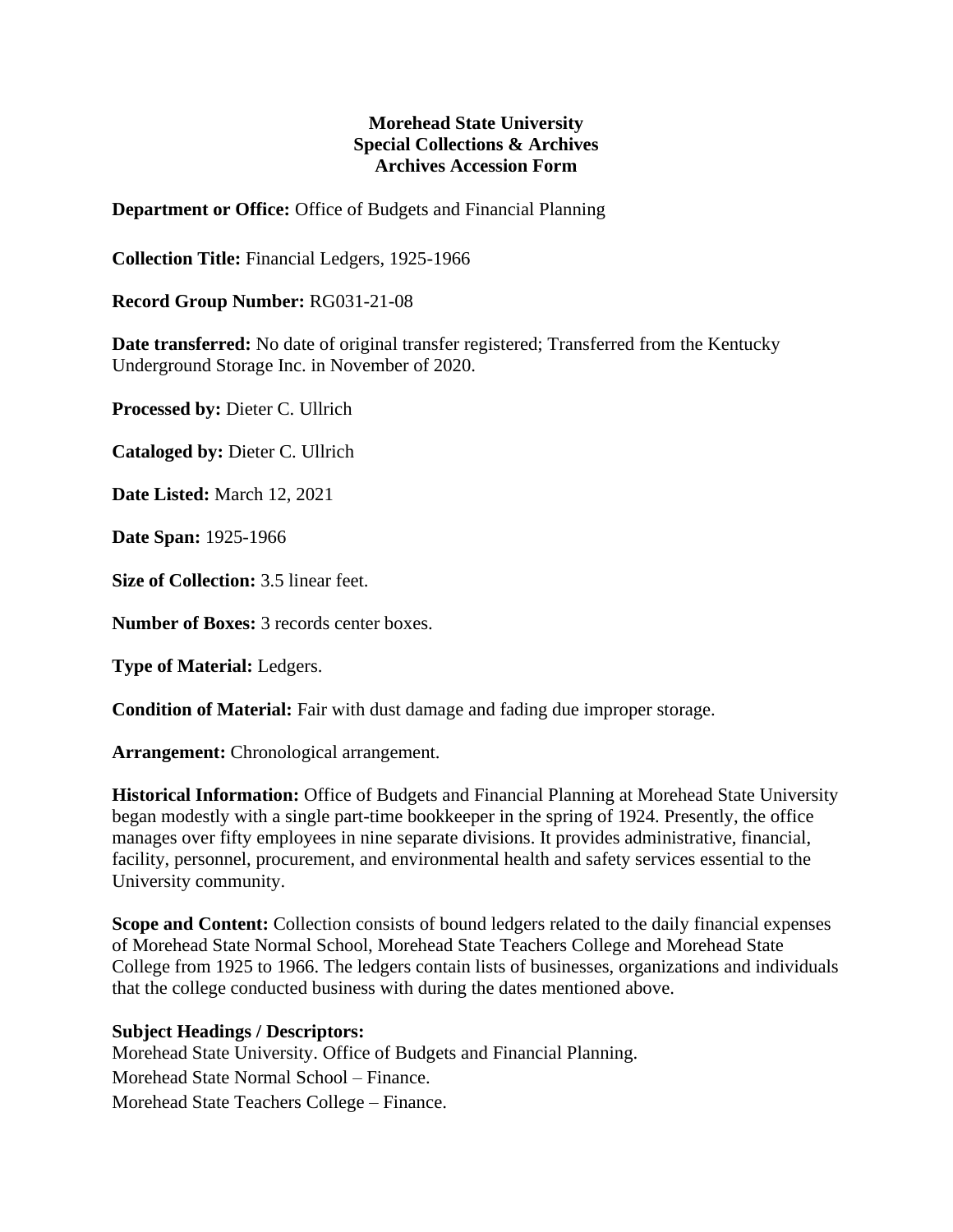**Morehead State University**
**Special Collections & Archives**
**Archives Accession Form**

**Department or Office:** Office of Budgets and Financial Planning

**Collection Title:** Financial Ledgers, 1925-1966

**Record Group Number:** RG031-21-08

**Date transferred:** No date of original transfer registered; Transferred from the Kentucky Underground Storage Inc. in November of 2020.

**Processed by:** Dieter C. Ullrich

**Cataloged by:** Dieter C. Ullrich

**Date Listed:** March 12, 2021

**Date Span:** 1925-1966

**Size of Collection:** 3.5 linear feet.

**Number of Boxes:** 3 records center boxes.

**Type of Material:** Ledgers.

**Condition of Material:** Fair with dust damage and fading due improper storage.

**Arrangement:** Chronological arrangement.

**Historical Information:** Office of Budgets and Financial Planning at Morehead State University began modestly with a single part-time bookkeeper in the spring of 1924. Presently, the office manages over fifty employees in nine separate divisions. It provides administrative, financial, facility, personnel, procurement, and environmental health and safety services essential to the University community.

**Scope and Content:** Collection consists of bound ledgers related to the daily financial expenses of Morehead State Normal School, Morehead State Teachers College and Morehead State College from 1925 to 1966. The ledgers contain lists of businesses, organizations and individuals that the college conducted business with during the dates mentioned above.

**Subject Headings / Descriptors:**

Morehead State University. Office of Budgets and Financial Planning.

Morehead State Normal School – Finance.

Morehead State Teachers College – Finance.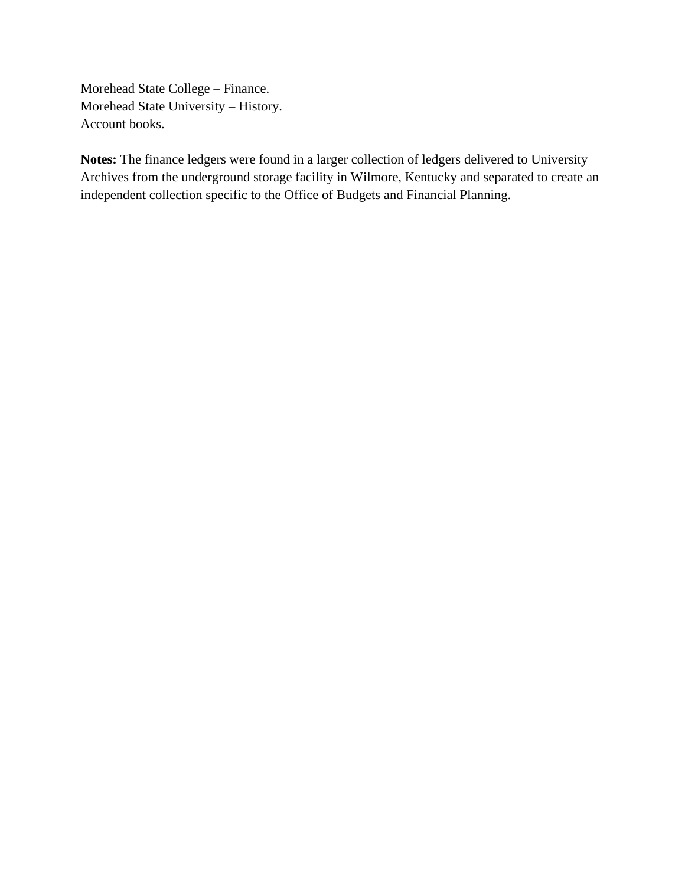Morehead State College – Finance.
Morehead State University – History.
Account books.

**Notes:** The finance ledgers were found in a larger collection of ledgers delivered to University Archives from the underground storage facility in Wilmore, Kentucky and separated to create an independent collection specific to the Office of Budgets and Financial Planning.